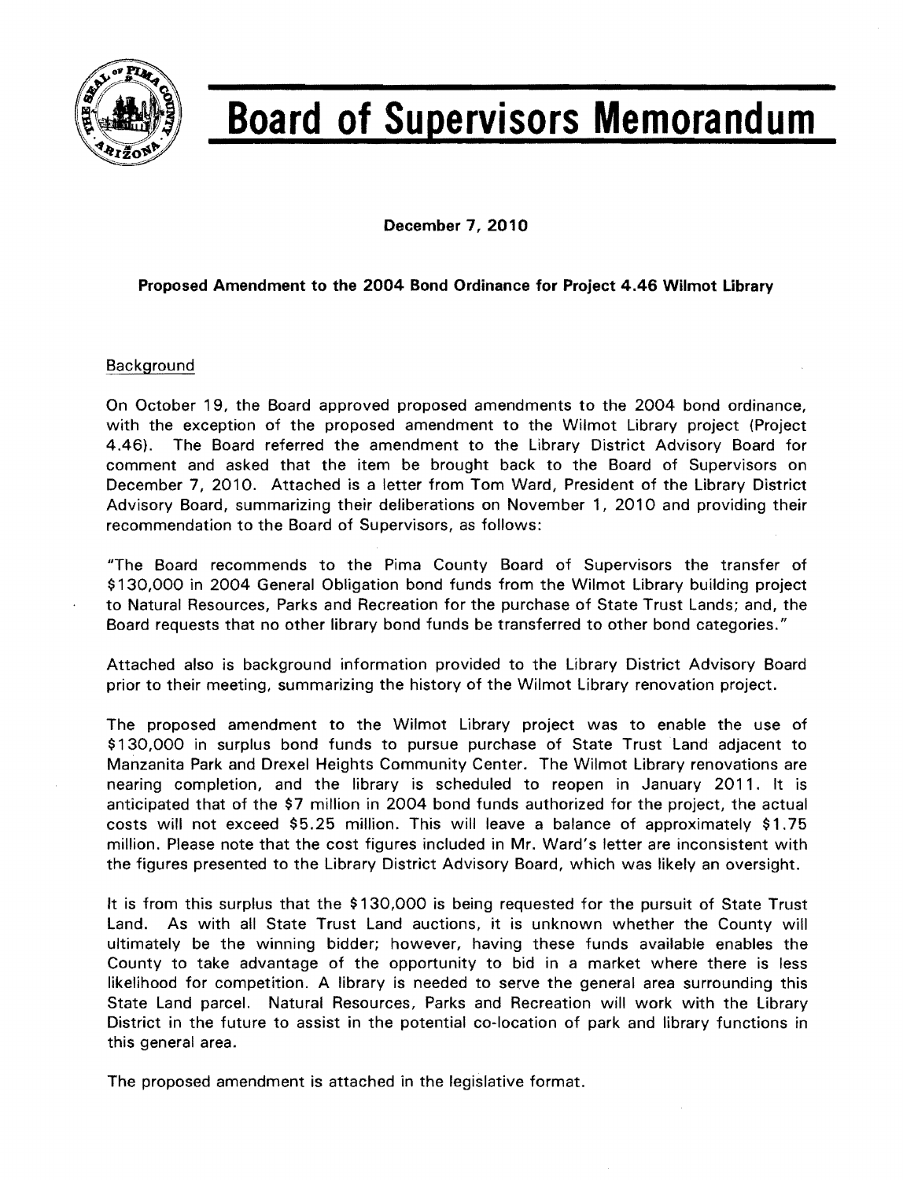# Board of Supervisors Memorandum

**December 7, 2010**

**Proposed Amendment to the 2004 Bond Ordinance for Project 4.46 Wilmot Library**

Background

On October 19, the Board approved proposed amendments to the 2004 bond ordinance, with the exception of the proposed amendment to the Wilmot Library project (Project 4.46). The Board referred the amendment to the Library District Advisory Board for comment and asked that the item be brought back to the Board of Supervisors on December 7, 2010. Attached is a letter from Tom Ward, President of the Library District Advisory Board, summarizing their deliberations on November 1, 2010 and providing their recommendation to the Board of Supervisors, as follows:

"The Board recommends to the Pima County Board of Supervisors the transfer of $130,000 in 2004 General Obligation bond funds from the Wilmot Library building project to Natural Resources, Parks and Recreation for the purchase of State Trust Lands; and, the Board requests that no other library bond funds be transferred to other bond categories."

Attached also is background information provided to the Library District Advisory Board prior to their meeting, summarizing the history of the Wilmot Library renovation project.

The proposed amendment to the Wilmot Library project was to enable the use of $130,000 in surplus bond funds to pursue purchase of State Trust Land adjacent to Manzanita Park and Drexel Heights Community Center. The Wilmot Library renovations are nearing completion, and the library is scheduled to reopen in January 2011. It is anticipated that of the $7 million in 2004 bond funds authorized for the project, the actual costs will not exceed $5.25 million. This will leave a balance of approximately $1.75 million. Please note that the cost figures included in Mr. Ward's letter are inconsistent with the figures presented to the Library District Advisory Board, which was likely an oversight.

It is from this surplus that the $130,000 is being requested for the pursuit of State Trust Land. As with all State Trust Land auctions, it is unknown whether the County will ultimately be the winning bidder; however, having these funds available enables the County to take advantage of the opportunity to bid in a market where there is less likelihood for competition. A library is needed to serve the general area surrounding this State Land parcel. Natural Resources, Parks and Recreation will work with the Library District in the future to assist in the potential co-location of park and library functions in this general area.

The proposed amendment is attached in the legislative format.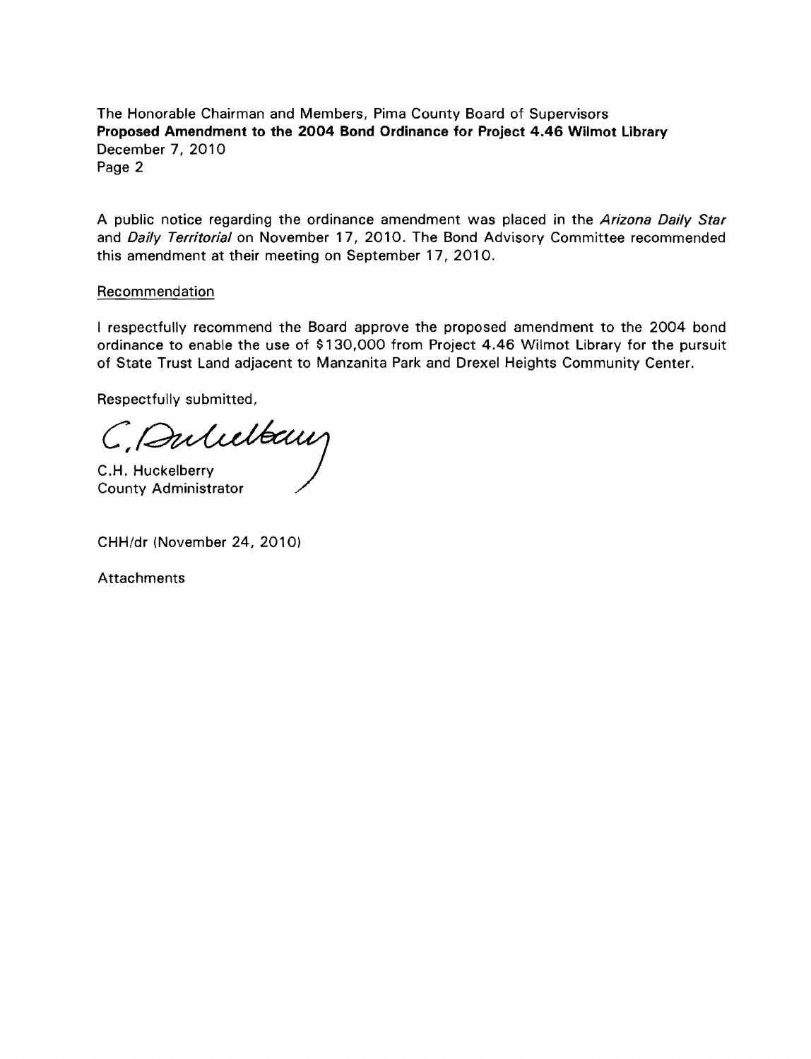The Honorable Chairman and Members, Pima County Board of Supervisors
**Proposed Amendment to the 2004 Bond Ordinance for Project 4.46 Wilmot Library**
December 7, 2010

A public notice regarding the ordinance amendment was placed in the *Arizona Daily Star* and *Daily Territorial* on November 17, 2010. The Bond Advisory Committee recommended this amendment at their meeting on September 17, 2010.

Recommendation

I respectfully recommend the Board approve the proposed amendment to the 2004 bond ordinance to enable the use of $130,000 from Project 4.46 Wilmot Library for the pursuit of State Trust Land adjacent to Manzanita Park and Drexel Heights Community Center.

Respectfully submitted,

C.H. Huckelberry
County Administrator

CHH/dr (November 24, 2010)

Attachments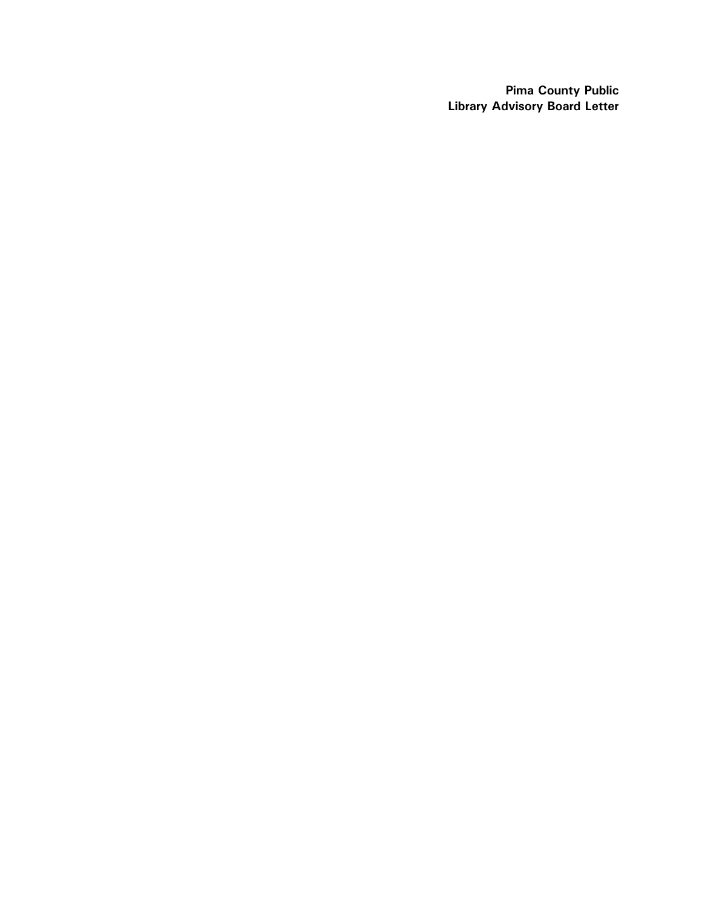**Pima County Public Library Advisory Board Letter**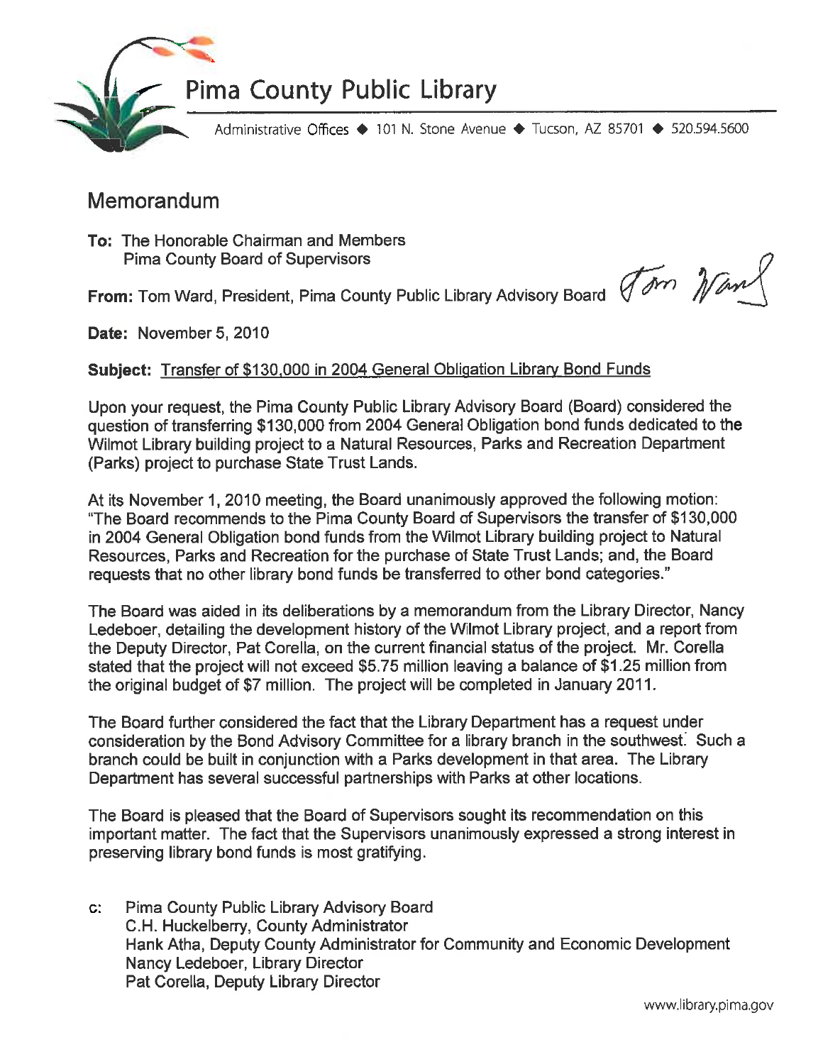# Pima County Public Library

Administrative Offices ◆ 101 N. Stone Avenue ◆ Tucson, AZ 85701 ◆ 520.594.5600

## Memorandum

**To:** The Honorable Chairman and Members
Pima County Board of Supervisors

**From:** Tom Ward, President, Pima County Public Library Advisory Board *Tom Ward*

**Date:** November 5, 2010

**Subject:** Transfer of $130,000 in 2004 General Obligation Library Bond Funds

Upon your request, the Pima County Public Library Advisory Board (Board) considered the question of transferring $130,000 from 2004 General Obligation bond funds dedicated to the Wilmot Library building project to a Natural Resources, Parks and Recreation Department (Parks) project to purchase State Trust Lands.

At its November 1, 2010 meeting, the Board unanimously approved the following motion: "The Board recommends to the Pima County Board of Supervisors the transfer of $130,000 in 2004 General Obligation bond funds from the Wilmot Library building project to Natural Resources, Parks and Recreation for the purchase of State Trust Lands; and, the Board requests that no other library bond funds be transferred to other bond categories."

The Board was aided in its deliberations by a memorandum from the Library Director, Nancy Ledeboer, detailing the development history of the Wilmot Library project, and a report from the Deputy Director, Pat Corella, on the current financial status of the project. Mr. Corella stated that the project will not exceed $5.75 million leaving a balance of $1.25 million from the original budget of $7 million. The project will be completed in January 2011.

The Board further considered the fact that the Library Department has a request under consideration by the Bond Advisory Committee for a library branch in the southwest. Such a branch could be built in conjunction with a Parks development in that area. The Library Department has several successful partnerships with Parks at other locations.

The Board is pleased that the Board of Supervisors sought its recommendation on this important matter. The fact that the Supervisors unanimously expressed a strong interest in preserving library bond funds is most gratifying.

c: Pima County Public Library Advisory Board
C.H. Huckelberry, County Administrator
Hank Atha, Deputy County Administrator for Community and Economic Development
Nancy Ledeboer, Library Director
Pat Corella, Deputy Library Director

www.library.pima.gov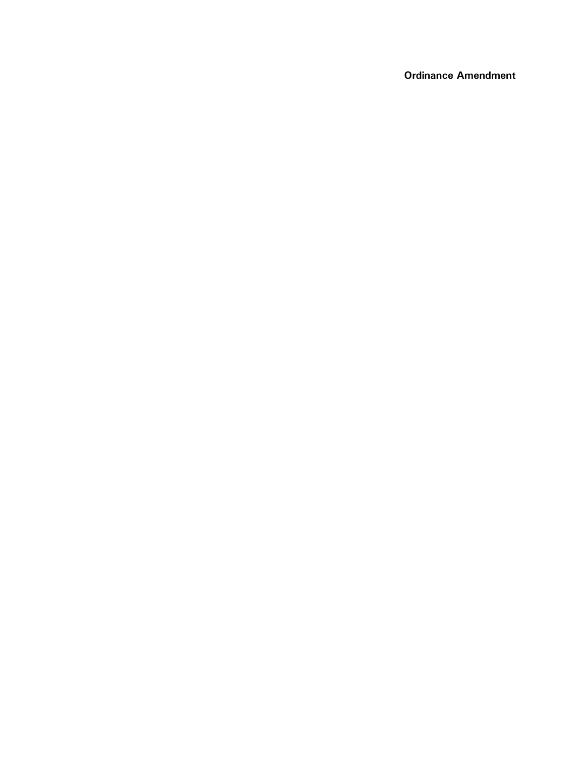**Ordinance Amendment**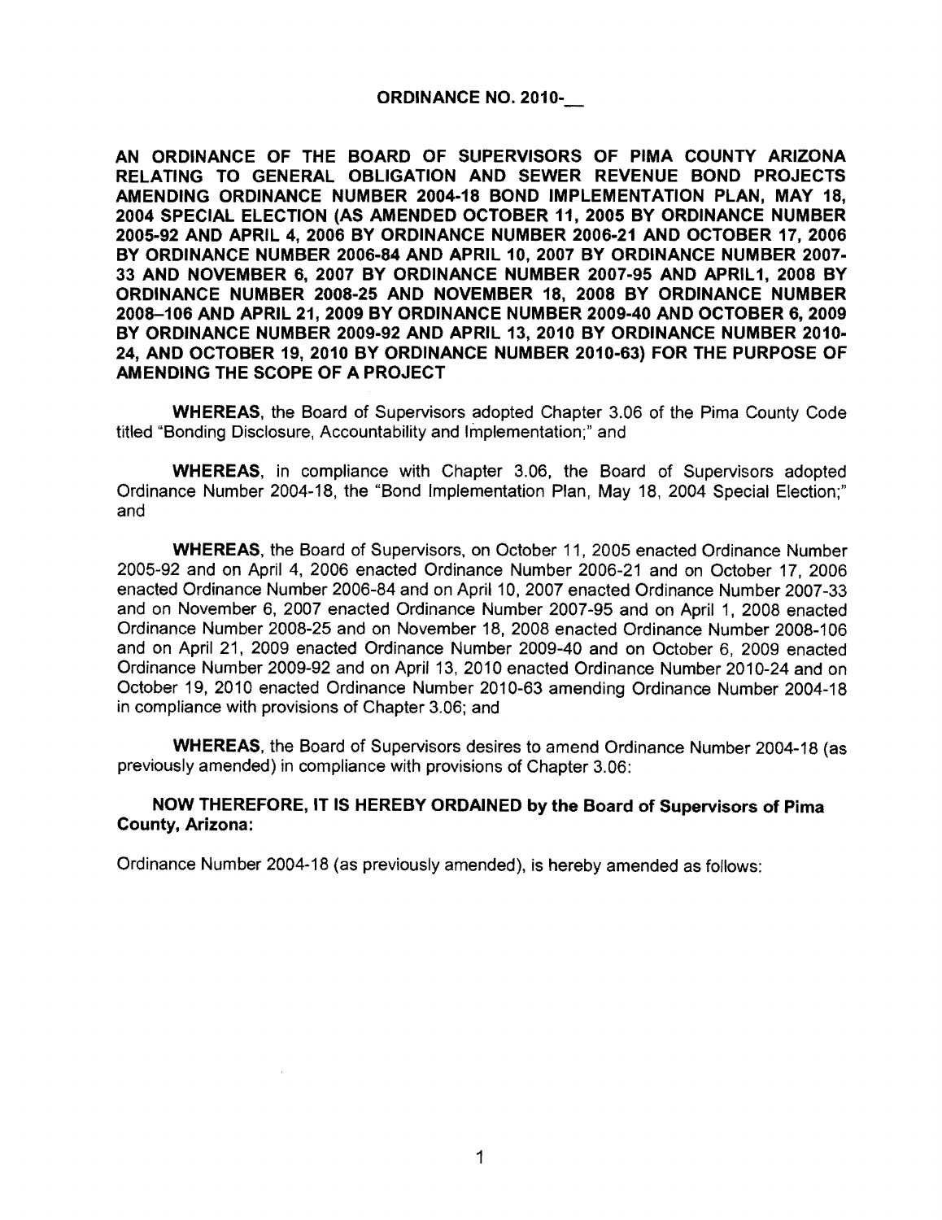**ORDINANCE NO. 2010-__**

**AN ORDINANCE OF THE BOARD OF SUPERVISORS OF PIMA COUNTY ARIZONA RELATING TO GENERAL OBLIGATION AND SEWER REVENUE BOND PROJECTS AMENDING ORDINANCE NUMBER 2004-18 BOND IMPLEMENTATION PLAN, MAY 18, 2004 SPECIAL ELECTION (AS AMENDED OCTOBER 11, 2005 BY ORDINANCE NUMBER 2005-92 AND APRIL 4, 2006 BY ORDINANCE NUMBER 2006-21 AND OCTOBER 17, 2006 BY ORDINANCE NUMBER 2006-84 AND APRIL 10, 2007 BY ORDINANCE NUMBER 2007-33 AND NOVEMBER 6, 2007 BY ORDINANCE NUMBER 2007-95 AND APRIL1, 2008 BY ORDINANCE NUMBER 2008-25 AND NOVEMBER 18, 2008 BY ORDINANCE NUMBER 2008–106 AND APRIL 21, 2009 BY ORDINANCE NUMBER 2009-40 AND OCTOBER 6, 2009 BY ORDINANCE NUMBER 2009-92 AND APRIL 13, 2010 BY ORDINANCE NUMBER 2010-24, AND OCTOBER 19, 2010 BY ORDINANCE NUMBER 2010-63) FOR THE PURPOSE OF AMENDING THE SCOPE OF A PROJECT**

**WHEREAS,** the Board of Supervisors adopted Chapter 3.06 of the Pima County Code titled "Bonding Disclosure, Accountability and Implementation;" and

**WHEREAS,** in compliance with Chapter 3.06, the Board of Supervisors adopted Ordinance Number 2004-18, the "Bond Implementation Plan, May 18, 2004 Special Election;" and

**WHEREAS,** the Board of Supervisors, on October 11, 2005 enacted Ordinance Number 2005-92 and on April 4, 2006 enacted Ordinance Number 2006-21 and on October 17, 2006 enacted Ordinance Number 2006-84 and on April 10, 2007 enacted Ordinance Number 2007-33 and on November 6, 2007 enacted Ordinance Number 2007-95 and on April 1, 2008 enacted Ordinance Number 2008-25 and on November 18, 2008 enacted Ordinance Number 2008-106 and on April 21, 2009 enacted Ordinance Number 2009-40 and on October 6, 2009 enacted Ordinance Number 2009-92 and on April 13, 2010 enacted Ordinance Number 2010-24 and on October 19, 2010 enacted Ordinance Number 2010-63 amending Ordinance Number 2004-18 in compliance with provisions of Chapter 3.06; and

**WHEREAS,** the Board of Supervisors desires to amend Ordinance Number 2004-18 (as previously amended) in compliance with provisions of Chapter 3.06:

**NOW THEREFORE, IT IS HEREBY ORDAINED by the Board of Supervisors of Pima County, Arizona:**

Ordinance Number 2004-18 (as previously amended), is hereby amended as follows: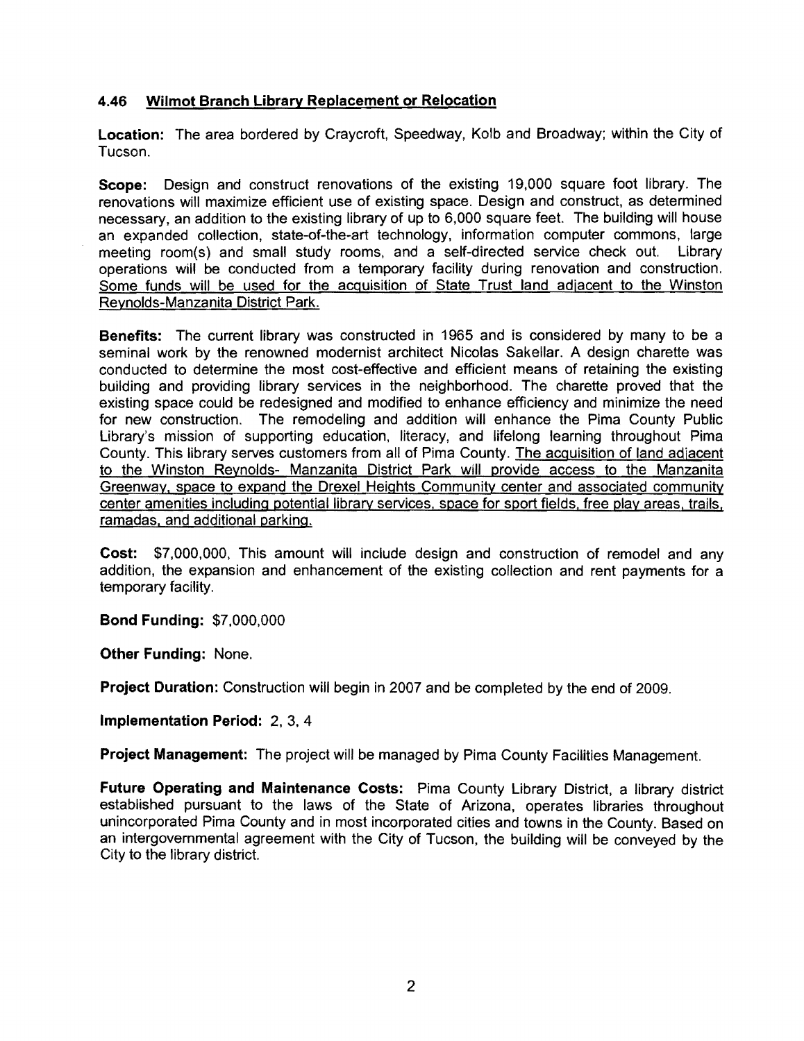### 4.46 Wilmot Branch Library Replacement or Relocation

**Location:** The area bordered by Craycroft, Speedway, Kolb and Broadway; within the City of Tucson.

**Scope:** Design and construct renovations of the existing 19,000 square foot library. The renovations will maximize efficient use of existing space. Design and construct, as determined necessary, an addition to the existing library of up to 6,000 square feet. The building will house an expanded collection, state-of-the-art technology, information computer commons, large meeting room(s) and small study rooms, and a self-directed service check out. Library operations will be conducted from a temporary facility during renovation and construction. Some funds will be used for the acquisition of State Trust land adjacent to the Winston Reynolds-Manzanita District Park.

**Benefits:** The current library was constructed in 1965 and is considered by many to be a seminal work by the renowned modernist architect Nicolas Sakellar. A design charette was conducted to determine the most cost-effective and efficient means of retaining the existing building and providing library services in the neighborhood. The charette proved that the existing space could be redesigned and modified to enhance efficiency and minimize the need for new construction. The remodeling and addition will enhance the Pima County Public Library's mission of supporting education, literacy, and lifelong learning throughout Pima County. This library serves customers from all of Pima County. The acquisition of land adjacent to the Winston Reynolds- Manzanita District Park will provide access to the Manzanita Greenway, space to expand the Drexel Heights Community center and associated community center amenities including potential library services, space for sport fields, free play areas, trails, ramadas, and additional parking.

**Cost:** $7,000,000, This amount will include design and construction of remodel and any addition, the expansion and enhancement of the existing collection and rent payments for a temporary facility.

**Bond Funding:** $7,000,000

**Other Funding:** None.

**Project Duration:** Construction will begin in 2007 and be completed by the end of 2009.

**Implementation Period:** 2, 3, 4

**Project Management:** The project will be managed by Pima County Facilities Management.

**Future Operating and Maintenance Costs:** Pima County Library District, a library district established pursuant to the laws of the State of Arizona, operates libraries throughout unincorporated Pima County and in most incorporated cities and towns in the County. Based on an intergovernmental agreement with the City of Tucson, the building will be conveyed by the City to the library district.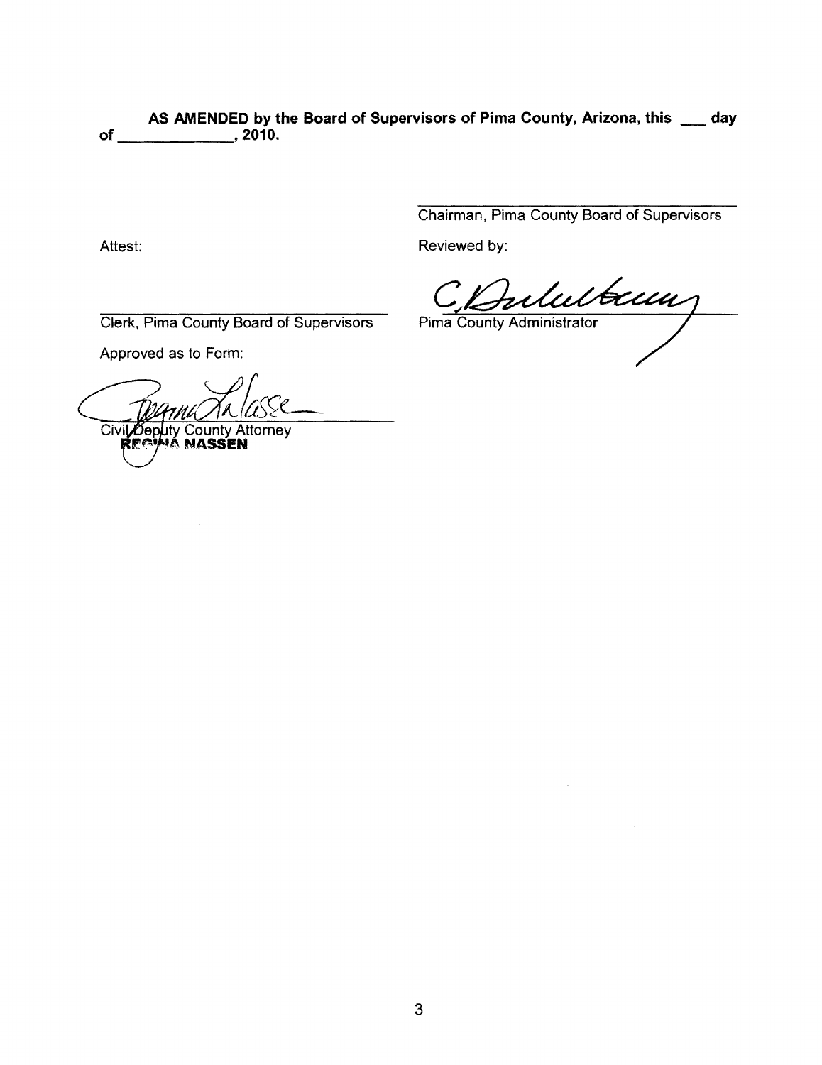**AS AMENDED by the Board of Supervisors of Pima County, Arizona, this ___ day of _____________, 2010.**

_________________________________
Chairman, Pima County Board of Supervisors

Attest:

_________________________________
Clerk, Pima County Board of Supervisors

Reviewed by:

_________________________________
Pima County Administrator

Approved as to Form:

_________________________________
Civil Deputy County Attorney
**REGINA NASSEN**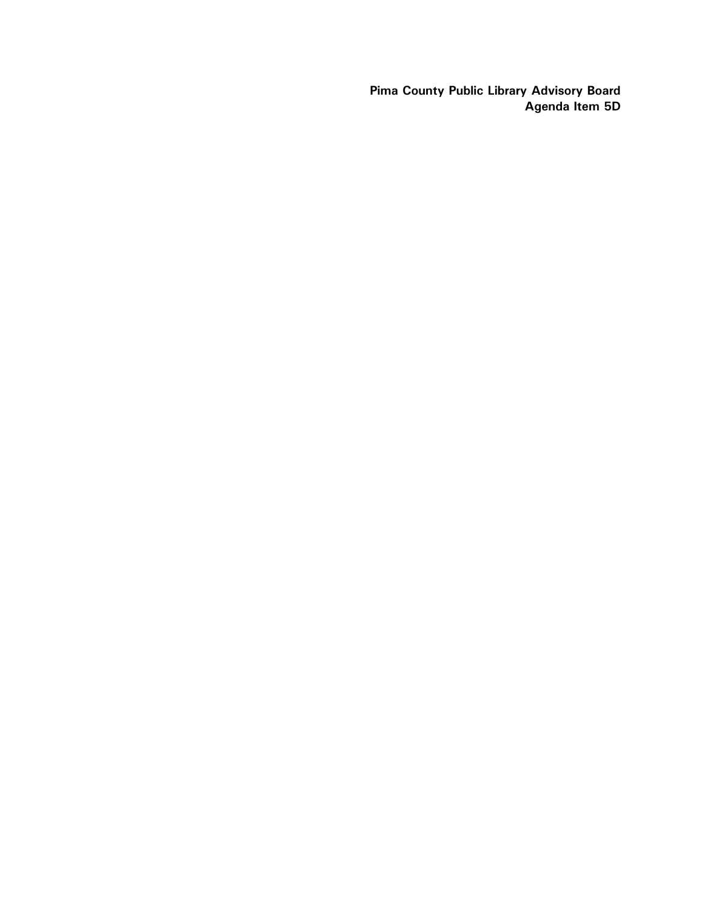**Pima County Public Library Advisory Board**
**Agenda Item 5D**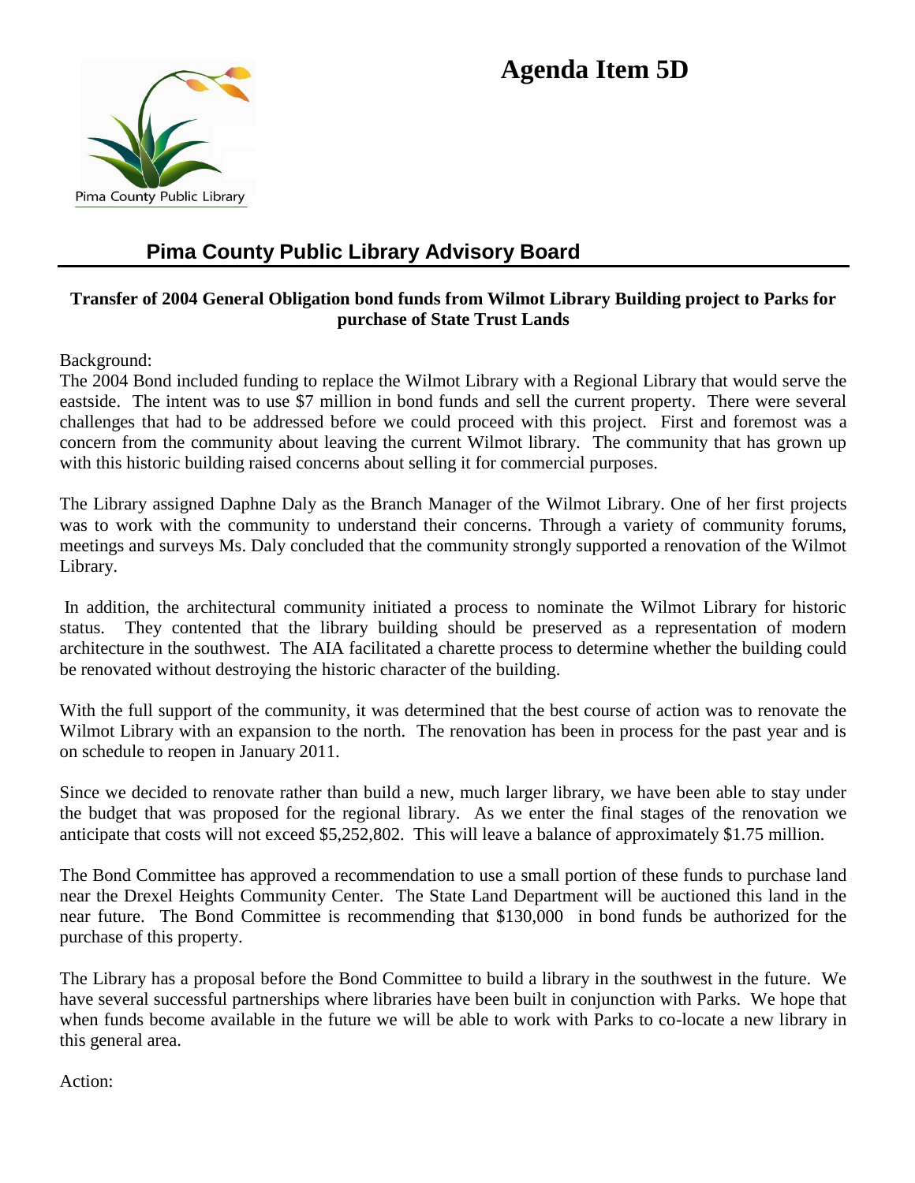# Agenda Item 5D

Pima County Public Library

## Pima County Public Library Advisory Board

**Transfer of 2004 General Obligation bond funds from Wilmot Library Building project to Parks for purchase of State Trust Lands**

Background:

The 2004 Bond included funding to replace the Wilmot Library with a Regional Library that would serve the eastside. The intent was to use $7 million in bond funds and sell the current property. There were several challenges that had to be addressed before we could proceed with this project. First and foremost was a concern from the community about leaving the current Wilmot library. The community that has grown up with this historic building raised concerns about selling it for commercial purposes.

The Library assigned Daphne Daly as the Branch Manager of the Wilmot Library. One of her first projects was to work with the community to understand their concerns. Through a variety of community forums, meetings and surveys Ms. Daly concluded that the community strongly supported a renovation of the Wilmot Library.

In addition, the architectural community initiated a process to nominate the Wilmot Library for historic status. They contented that the library building should be preserved as a representation of modern architecture in the southwest. The AIA facilitated a charette process to determine whether the building could be renovated without destroying the historic character of the building.

With the full support of the community, it was determined that the best course of action was to renovate the Wilmot Library with an expansion to the north. The renovation has been in process for the past year and is on schedule to reopen in January 2011.

Since we decided to renovate rather than build a new, much larger library, we have been able to stay under the budget that was proposed for the regional library. As we enter the final stages of the renovation we anticipate that costs will not exceed $5,252,802. This will leave a balance of approximately $1.75 million.

The Bond Committee has approved a recommendation to use a small portion of these funds to purchase land near the Drexel Heights Community Center. The State Land Department will be auctioned this land in the near future. The Bond Committee is recommending that $130,000 in bond funds be authorized for the purchase of this property.

The Library has a proposal before the Bond Committee to build a library in the southwest in the future. We have several successful partnerships where libraries have been built in conjunction with Parks. We hope that when funds become available in the future we will be able to work with Parks to co-locate a new library in this general area.

Action: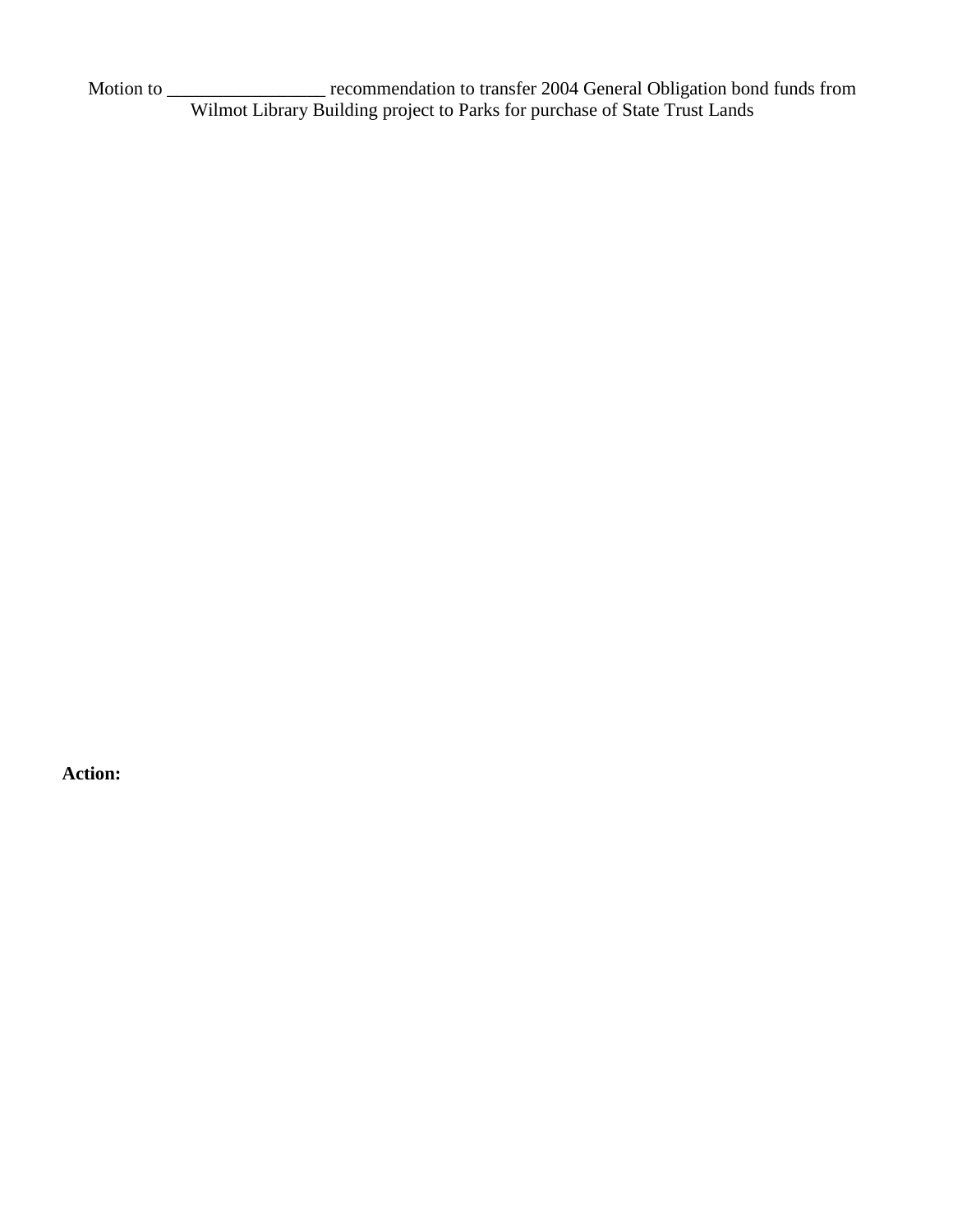Motion to _________________ recommendation to transfer 2004 General Obligation bond funds from Wilmot Library Building project to Parks for purchase of State Trust Lands

**Action:**